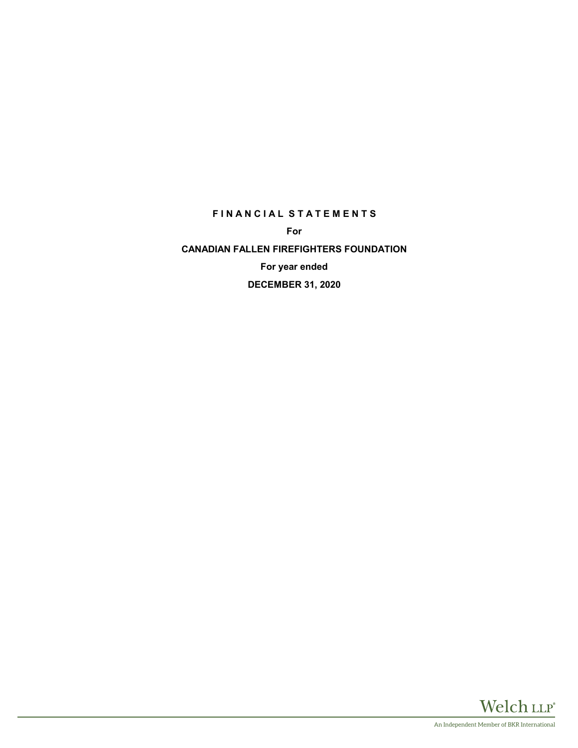**FINANCIAL STATEMENTS**

**For**

**CANADIAN FALLEN FIREFIGHTERS FOUNDATION**

**For year ended**

**DECEMBER 31, 2020**

Welch LLP®

An Independent Member of BKR International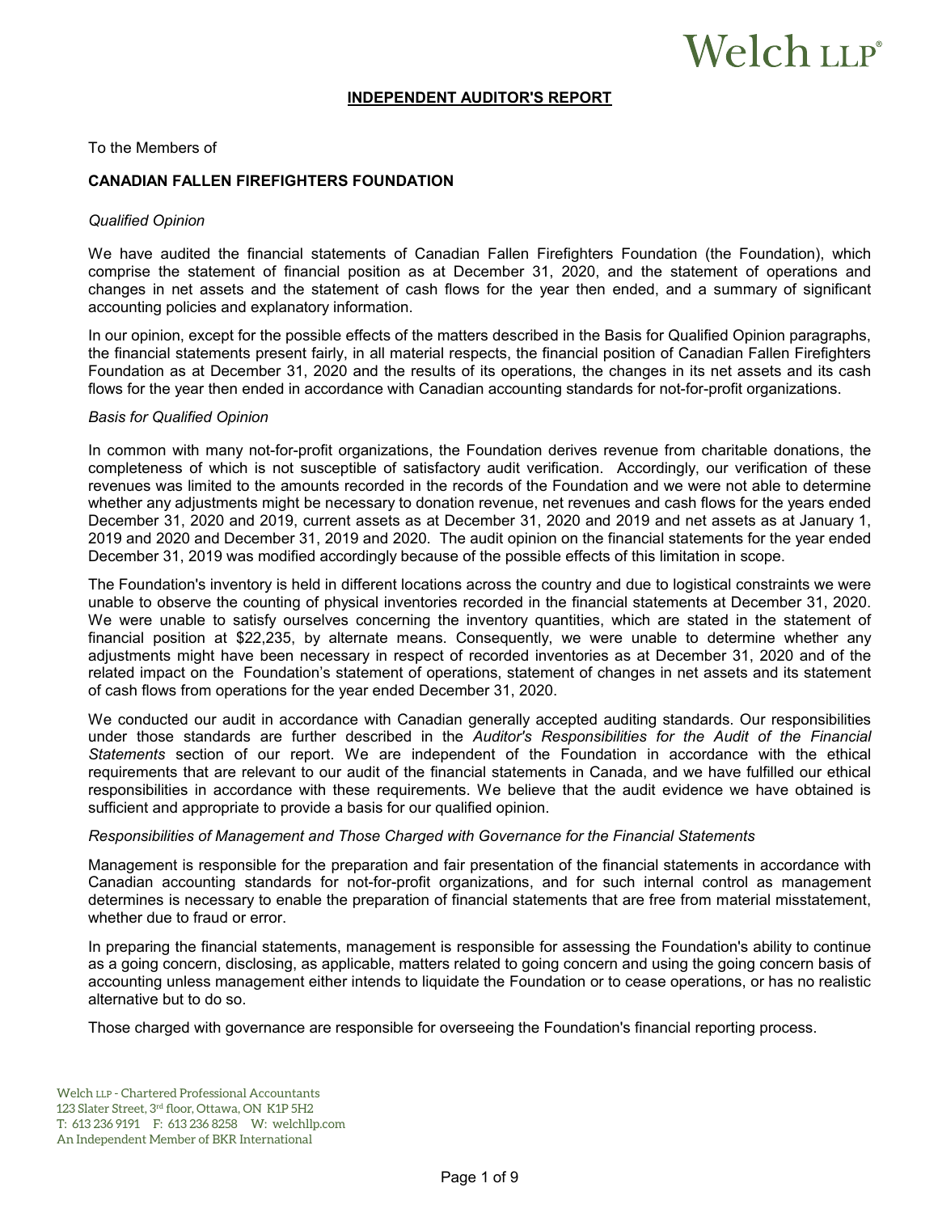# INDEPENDENT AUDITOR'S REPORT

To the Members of

**CANADIAN FALLEN FIREFIGHTERS FOUNDATION**

*Qualified Opinion*

We have audited the financial statements of Canadian Fallen Firefighters Foundation (the Foundation), which comprise the statement of financial position as at December 31, 2020, and the statement of operations and changes in net assets and the statement of cash flows for the year then ended, and a summary of significant accounting policies and explanatory information.

In our opinion, except for the possible effects of the matters described in the Basis for Qualified Opinion paragraphs, the financial statements present fairly, in all material respects, the financial position of Canadian Fallen Firefighters Foundation as at December 31, 2020 and the results of its operations, the changes in its net assets and its cash flows for the year then ended in accordance with Canadian accounting standards for not-for-profit organizations.

*Basis for Qualified Opinion*

In common with many not-for-profit organizations, the Foundation derives revenue from charitable donations, the completeness of which is not susceptible of satisfactory audit verification. Accordingly, our verification of these revenues was limited to the amounts recorded in the records of the Foundation and we were not able to determine whether any adjustments might be necessary to donation revenue, net revenues and cash flows for the years ended December 31, 2020 and 2019, current assets as at December 31, 2020 and 2019 and net assets as at January 1, 2019 and 2020 and December 31, 2019 and 2020. The audit opinion on the financial statements for the year ended December 31, 2019 was modified accordingly because of the possible effects of this limitation in scope.

The Foundation's inventory is held in different locations across the country and due to logistical constraints we were unable to observe the counting of physical inventories recorded in the financial statements at December 31, 2020. We were unable to satisfy ourselves concerning the inventory quantities, which are stated in the statement of financial position at $22,235, by alternate means. Consequently, we were unable to determine whether any adjustments might have been necessary in respect of recorded inventories as at December 31, 2020 and of the related impact on the Foundation's statement of operations, statement of changes in net assets and its statement of cash flows from operations for the year ended December 31, 2020.

We conducted our audit in accordance with Canadian generally accepted auditing standards. Our responsibilities under those standards are further described in the *Auditor's Responsibilities for the Audit of the Financial Statements* section of our report. We are independent of the Foundation in accordance with the ethical requirements that are relevant to our audit of the financial statements in Canada, and we have fulfilled our ethical responsibilities in accordance with these requirements. We believe that the audit evidence we have obtained is sufficient and appropriate to provide a basis for our qualified opinion.

*Responsibilities of Management and Those Charged with Governance for the Financial Statements*

Management is responsible for the preparation and fair presentation of the financial statements in accordance with Canadian accounting standards for not-for-profit organizations, and for such internal control as management determines is necessary to enable the preparation of financial statements that are free from material misstatement, whether due to fraud or error.

In preparing the financial statements, management is responsible for assessing the Foundation's ability to continue as a going concern, disclosing, as applicable, matters related to going concern and using the going concern basis of accounting unless management either intends to liquidate the Foundation or to cease operations, or has no realistic alternative but to do so.

Those charged with governance are responsible for overseeing the Foundation's financial reporting process.

Welch LLP - Chartered Professional Accountants
123 Slater Street, 3rd floor, Ottawa, ON K1P 5H2
T: 613 236 9191 F: 613 236 8258 W: welchllp.com
An Independent Member of BKR International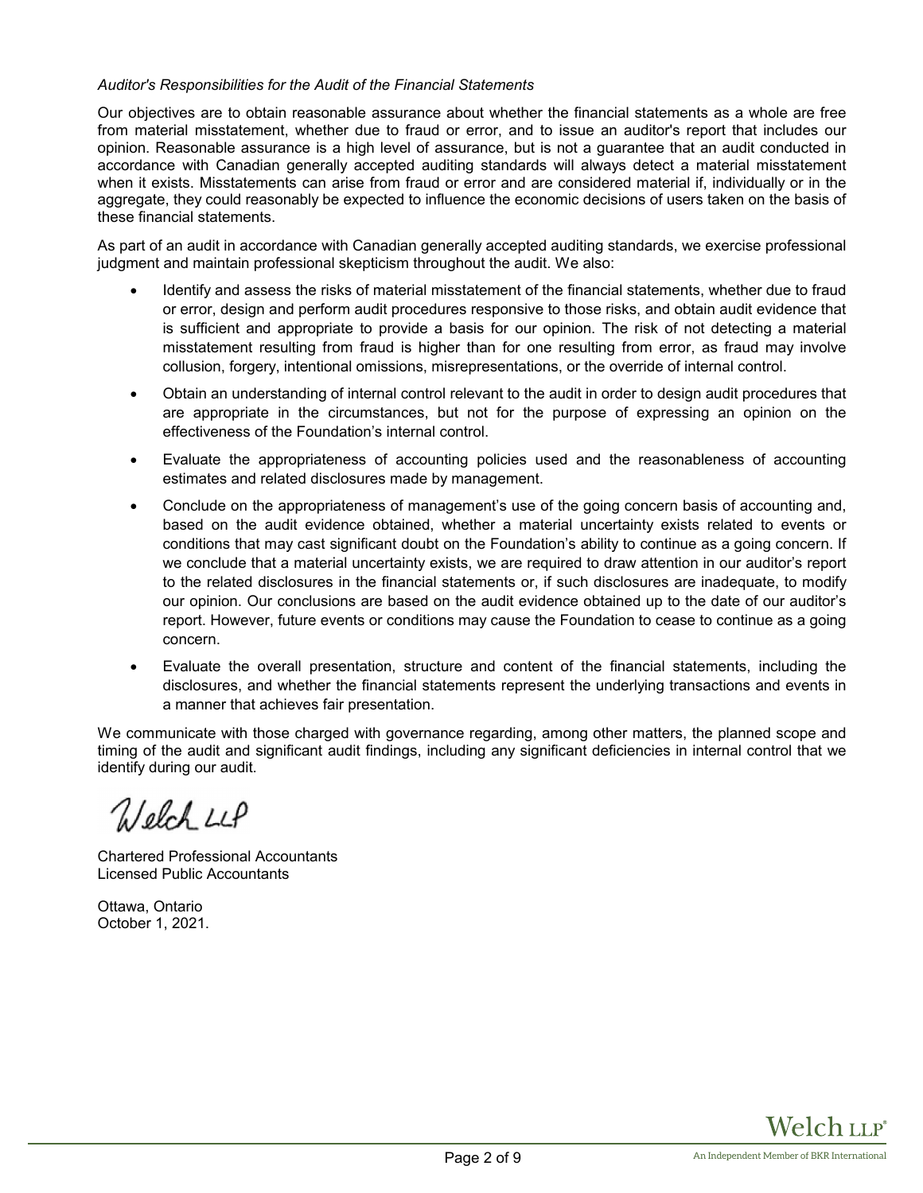*Auditor's Responsibilities for the Audit of the Financial Statements*

Our objectives are to obtain reasonable assurance about whether the financial statements as a whole are free from material misstatement, whether due to fraud or error, and to issue an auditor's report that includes our opinion. Reasonable assurance is a high level of assurance, but is not a guarantee that an audit conducted in accordance with Canadian generally accepted auditing standards will always detect a material misstatement when it exists. Misstatements can arise from fraud or error and are considered material if, individually or in the aggregate, they could reasonably be expected to influence the economic decisions of users taken on the basis of these financial statements.

As part of an audit in accordance with Canadian generally accepted auditing standards, we exercise professional judgment and maintain professional skepticism throughout the audit. We also:

- Identify and assess the risks of material misstatement of the financial statements, whether due to fraud or error, design and perform audit procedures responsive to those risks, and obtain audit evidence that is sufficient and appropriate to provide a basis for our opinion. The risk of not detecting a material misstatement resulting from fraud is higher than for one resulting from error, as fraud may involve collusion, forgery, intentional omissions, misrepresentations, or the override of internal control.
- Obtain an understanding of internal control relevant to the audit in order to design audit procedures that are appropriate in the circumstances, but not for the purpose of expressing an opinion on the effectiveness of the Foundation's internal control.
- Evaluate the appropriateness of accounting policies used and the reasonableness of accounting estimates and related disclosures made by management.
- Conclude on the appropriateness of management's use of the going concern basis of accounting and, based on the audit evidence obtained, whether a material uncertainty exists related to events or conditions that may cast significant doubt on the Foundation's ability to continue as a going concern. If we conclude that a material uncertainty exists, we are required to draw attention in our auditor's report to the related disclosures in the financial statements or, if such disclosures are inadequate, to modify our opinion. Our conclusions are based on the audit evidence obtained up to the date of our auditor's report. However, future events or conditions may cause the Foundation to cease to continue as a going concern.
- Evaluate the overall presentation, structure and content of the financial statements, including the disclosures, and whether the financial statements represent the underlying transactions and events in a manner that achieves fair presentation.

We communicate with those charged with governance regarding, among other matters, the planned scope and timing of the audit and significant audit findings, including any significant deficiencies in internal control that we identify during our audit.

Welch LLP

Chartered Professional Accountants
Licensed Public Accountants

Ottawa, Ontario
October 1, 2021.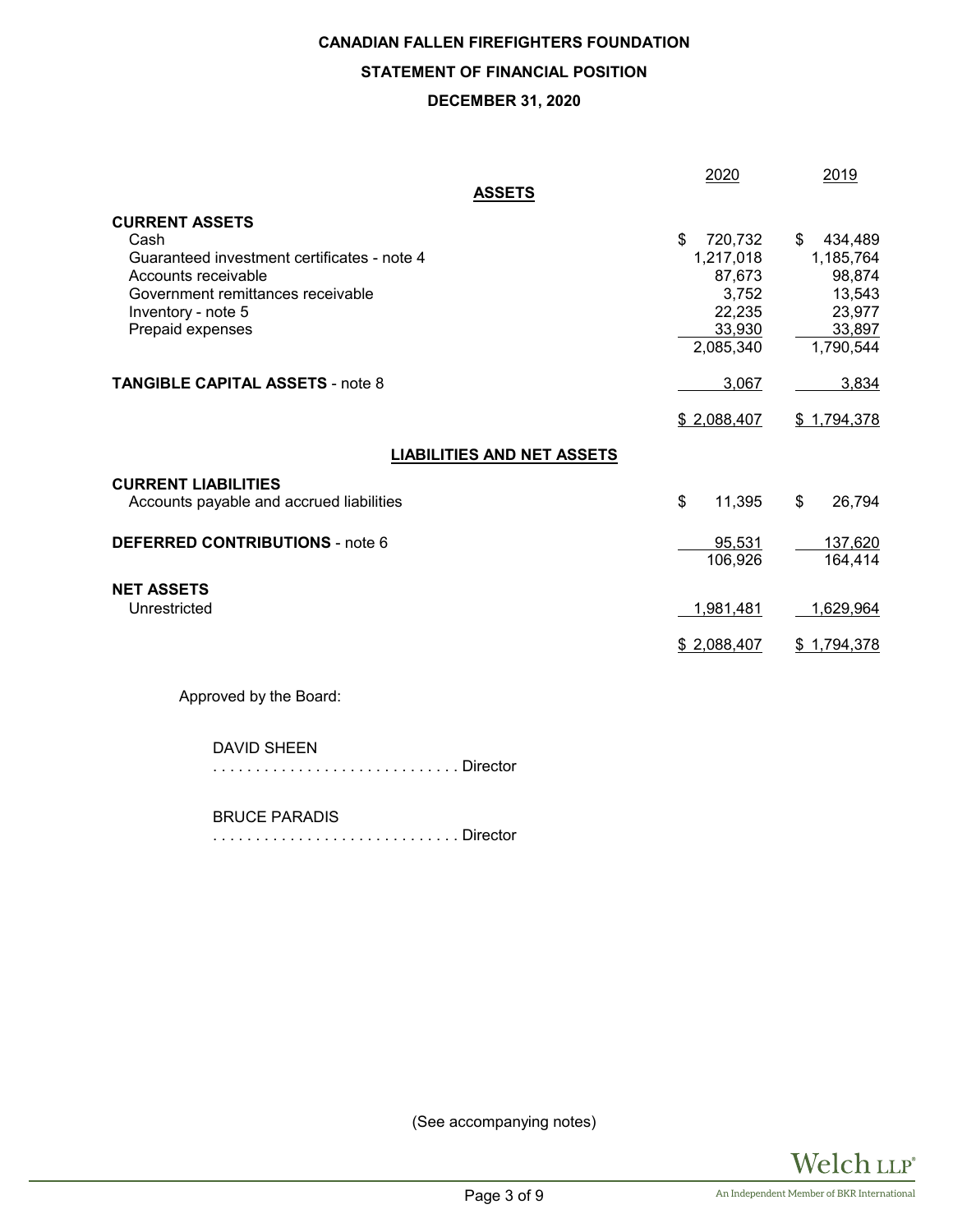# CANADIAN FALLEN FIREFIGHTERS FOUNDATION

## STATEMENT OF FINANCIAL POSITION

### DECEMBER 31, 2020

| | 2020 | 2019 |
|---|---|---|
| **ASSETS** | | |
| **CURRENT ASSETS** | | |
| Cash | $ 720,732 | $ 434,489 |
| Guaranteed investment certificates - note 4 | 1,217,018 | 1,185,764 |
| Accounts receivable | 87,673 | 98,874 |
| Government remittances receivable | 3,752 | 13,543 |
| Inventory - note 5 | 22,235 | 23,977 |
| Prepaid expenses | 33,930 | 33,897 |
| | 2,085,340 | 1,790,544 |
| **TANGIBLE CAPITAL ASSETS** - note 8 | 3,067 | 3,834 |
| | $ 2,088,407 | $ 1,794,378 |
| **LIABILITIES AND NET ASSETS** | | |
| **CURRENT LIABILITIES** | | |
| Accounts payable and accrued liabilities | $ 11,395 | $ 26,794 |
| **DEFERRED CONTRIBUTIONS** - note 6 | 95,531 | 137,620 |
| | 106,926 | 164,414 |
| **NET ASSETS** | | |
| Unrestricted | 1,981,481 | 1,629,964 |
| | $ 2,088,407 | $ 1,794,378 |

Approved by the Board:

DAVID SHEEN
. . . . . . . . . . . . . . . . . . . . . . . . . . . . Director

BRUCE PARADIS
. . . . . . . . . . . . . . . . . . . . . . . . . . . . Director

(See accompanying notes)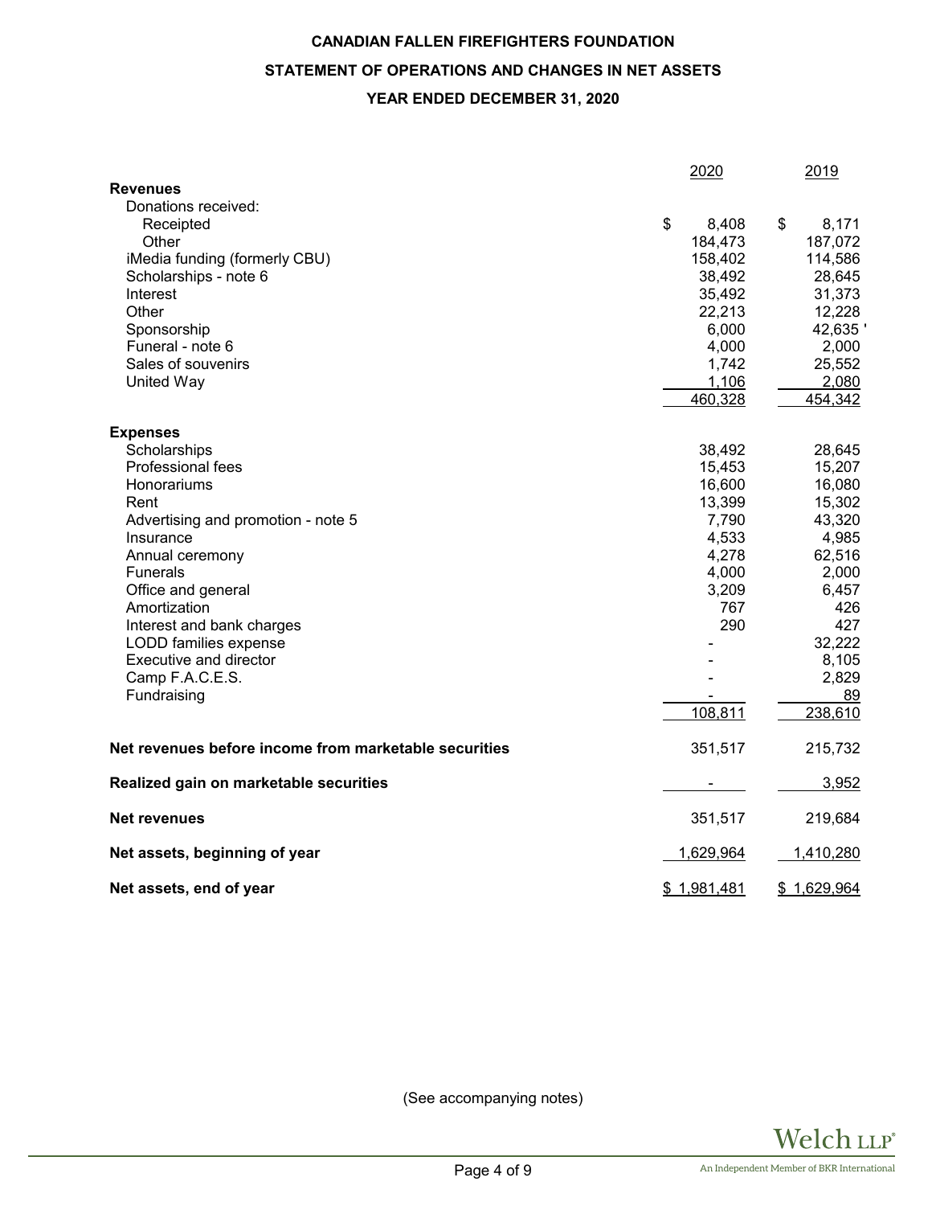# CANADIAN FALLEN FIREFIGHTERS FOUNDATION

## STATEMENT OF OPERATIONS AND CHANGES IN NET ASSETS

### YEAR ENDED DECEMBER 31, 2020

| | 2020 | 2019 |
|---|---|---|
| **Revenues** | | |
| Donations received: | | |
| Receipted | $ 8,408 | $ 8,171 |
| Other | 184,473 | 187,072 |
| iMedia funding (formerly CBU) | 158,402 | 114,586 |
| Scholarships - note 6 | 38,492 | 28,645 |
| Interest | 35,492 | 31,373 |
| Other | 22,213 | 12,228 |
| Sponsorship | 6,000 | 42,635 ' |
| Funeral - note 6 | 4,000 | 2,000 |
| Sales of souvenirs | 1,742 | 25,552 |
| United Way | 1,106 | 2,080 |
| | 460,328 | 454,342 |
| **Expenses** | | |
| Scholarships | 38,492 | 28,645 |
| Professional fees | 15,453 | 15,207 |
| Honorariums | 16,600 | 16,080 |
| Rent | 13,399 | 15,302 |
| Advertising and promotion - note 5 | 7,790 | 43,320 |
| Insurance | 4,533 | 4,985 |
| Annual ceremony | 4,278 | 62,516 |
| Funerals | 4,000 | 2,000 |
| Office and general | 3,209 | 6,457 |
| Amortization | 767 | 426 |
| Interest and bank charges | 290 | 427 |
| LODD families expense | - | 32,222 |
| Executive and director | - | 8,105 |
| Camp F.A.C.E.S. | - | 2,829 |
| Fundraising | - | 89 |
| | 108,811 | 238,610 |
| **Net revenues before income from marketable securities** | 351,517 | 215,732 |
| **Realized gain on marketable securities** | - | 3,952 |
| **Net revenues** | 351,517 | 219,684 |
| **Net assets, beginning of year** | 1,629,964 | 1,410,280 |
| **Net assets, end of year** | $ 1,981,481 | $ 1,629,964 |

(See accompanying notes)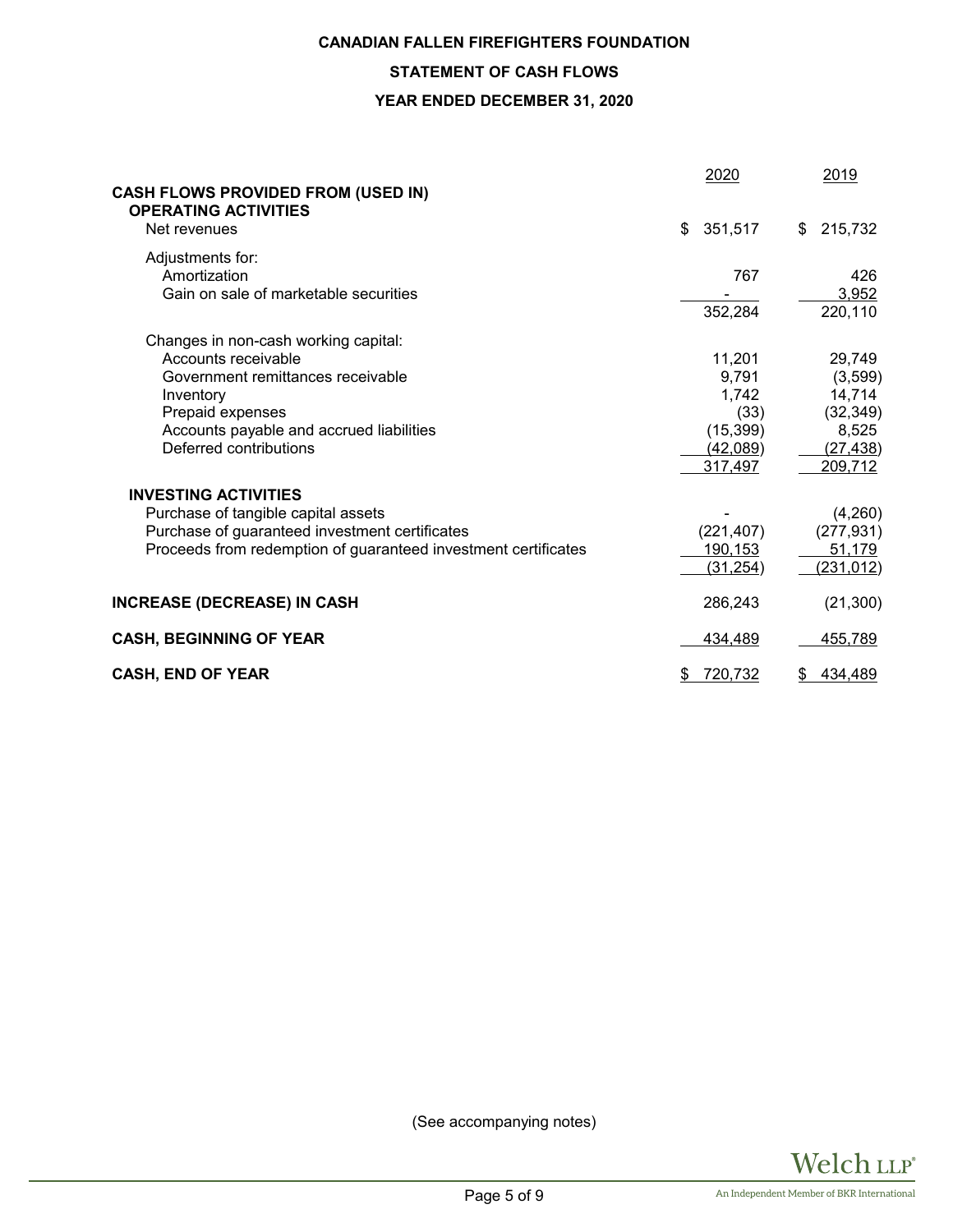# CANADIAN FALLEN FIREFIGHTERS FOUNDATION

## STATEMENT OF CASH FLOWS

### YEAR ENDED DECEMBER 31, 2020

| | 2020 | 2019 |
|---|---|---|
| **CASH FLOWS PROVIDED FROM (USED IN)** | | |
| **OPERATING ACTIVITIES** | | |
| Net revenues | $ 351,517 | $ 215,732 |
| Adjustments for: | | |
| Amortization | 767 | 426 |
| Gain on sale of marketable securities | - | 3,952 |
| | 352,284 | 220,110 |
| Changes in non-cash working capital: | | |
| Accounts receivable | 11,201 | 29,749 |
| Government remittances receivable | 9,791 | (3,599) |
| Inventory | 1,742 | 14,714 |
| Prepaid expenses | (33) | (32,349) |
| Accounts payable and accrued liabilities | (15,399) | 8,525 |
| Deferred contributions | (42,089) | (27,438) |
| | 317,497 | 209,712 |
| **INVESTING ACTIVITIES** | | |
| Purchase of tangible capital assets | - | (4,260) |
| Purchase of guaranteed investment certificates | (221,407) | (277,931) |
| Proceeds from redemption of guaranteed investment certificates | 190,153 | 51,179 |
| | (31,254) | (231,012) |
| **INCREASE (DECREASE) IN CASH** | 286,243 | (21,300) |
| **CASH, BEGINNING OF YEAR** | 434,489 | 455,789 |
| **CASH, END OF YEAR** | $ 720,732 | $ 434,489 |

(See accompanying notes)

Welch LLP
An Independent Member of BKR International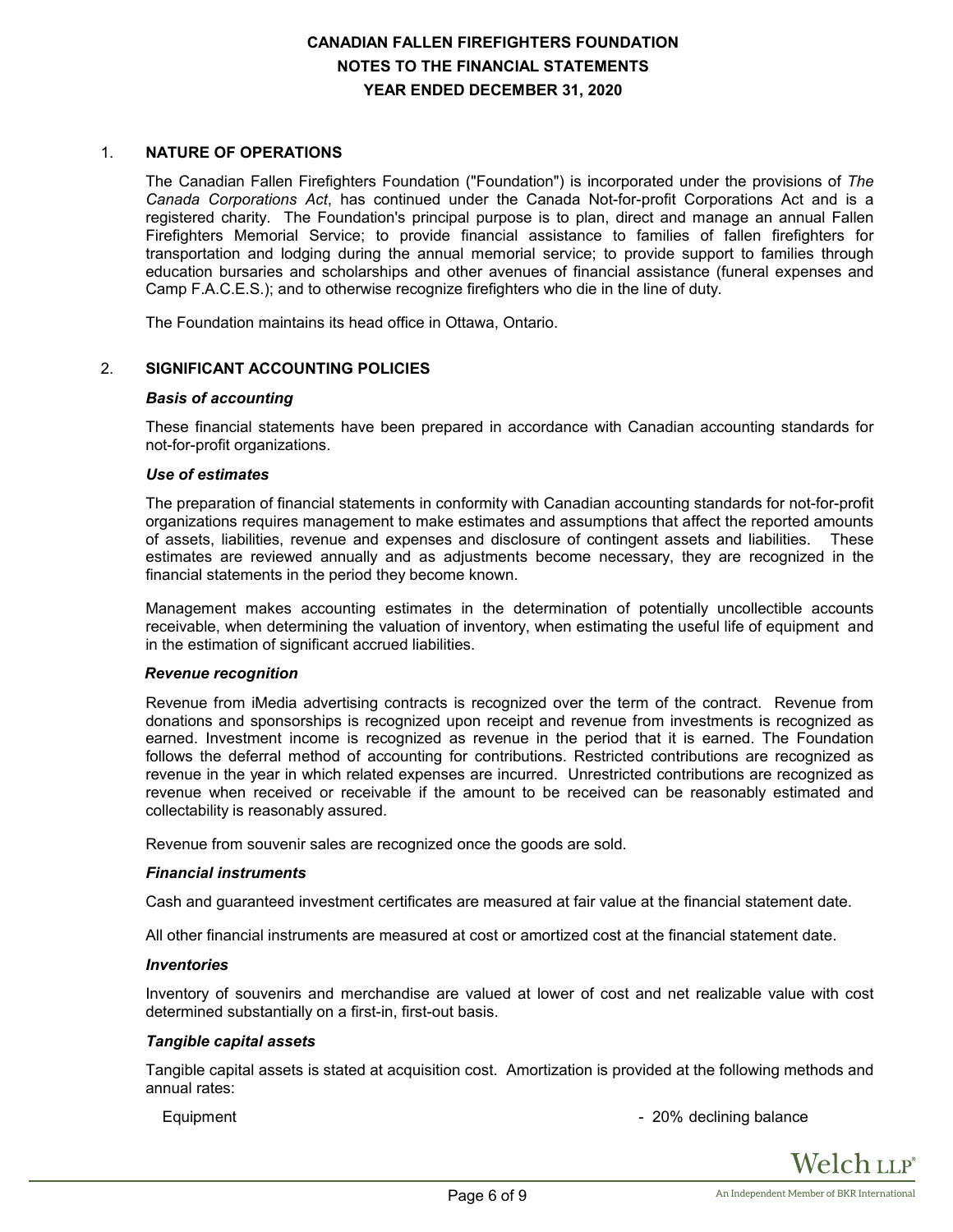# CANADIAN FALLEN FIREFIGHTERS FOUNDATION
## NOTES TO THE FINANCIAL STATEMENTS
## YEAR ENDED DECEMBER 31, 2020

### 1. NATURE OF OPERATIONS

The Canadian Fallen Firefighters Foundation ("Foundation") is incorporated under the provisions of *The Canada Corporations Act*, has continued under the Canada Not-for-profit Corporations Act and is a registered charity. The Foundation's principal purpose is to plan, direct and manage an annual Fallen Firefighters Memorial Service; to provide financial assistance to families of fallen firefighters for transportation and lodging during the annual memorial service; to provide support to families through education bursaries and scholarships and other avenues of financial assistance (funeral expenses and Camp F.A.C.E.S.); and to otherwise recognize firefighters who die in the line of duty.

The Foundation maintains its head office in Ottawa, Ontario.

### 2. SIGNIFICANT ACCOUNTING POLICIES

***Basis of accounting***

These financial statements have been prepared in accordance with Canadian accounting standards for not-for-profit organizations.

***Use of estimates***

The preparation of financial statements in conformity with Canadian accounting standards for not-for-profit organizations requires management to make estimates and assumptions that affect the reported amounts of assets, liabilities, revenue and expenses and disclosure of contingent assets and liabilities. These estimates are reviewed annually and as adjustments become necessary, they are recognized in the financial statements in the period they become known.

Management makes accounting estimates in the determination of potentially uncollectible accounts receivable, when determining the valuation of inventory, when estimating the useful life of equipment and in the estimation of significant accrued liabilities.

***Revenue recognition***

Revenue from iMedia advertising contracts is recognized over the term of the contract. Revenue from donations and sponsorships is recognized upon receipt and revenue from investments is recognized as earned. Investment income is recognized as revenue in the period that it is earned. The Foundation follows the deferral method of accounting for contributions. Restricted contributions are recognized as revenue in the year in which related expenses are incurred. Unrestricted contributions are recognized as revenue when received or receivable if the amount to be received can be reasonably estimated and collectability is reasonably assured.

Revenue from souvenir sales are recognized once the goods are sold.

***Financial instruments***

Cash and guaranteed investment certificates are measured at fair value at the financial statement date.

All other financial instruments are measured at cost or amortized cost at the financial statement date.

***Inventories***

Inventory of souvenirs and merchandise are valued at lower of cost and net realizable value with cost determined substantially on a first-in, first-out basis.

***Tangible capital assets***

Tangible capital assets is stated at acquisition cost. Amortization is provided at the following methods and annual rates:

| | |
|---|---|
| Equipment | - 20% declining balance |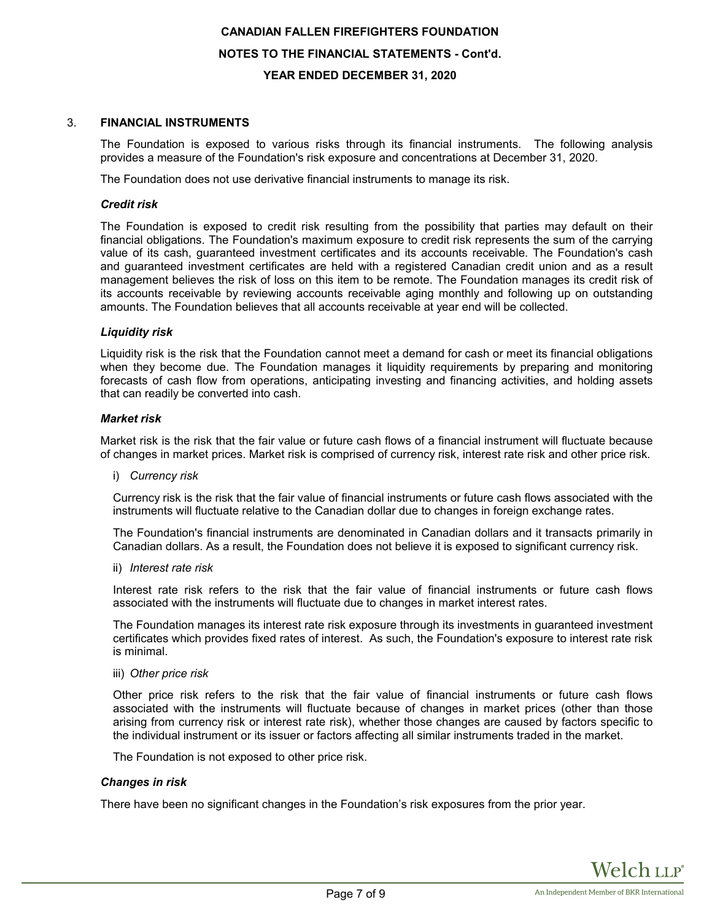## 3. FINANCIAL INSTRUMENTS

The Foundation is exposed to various risks through its financial instruments. The following analysis provides a measure of the Foundation's risk exposure and concentrations at December 31, 2020.

The Foundation does not use derivative financial instruments to manage its risk.

### *Credit risk*

The Foundation is exposed to credit risk resulting from the possibility that parties may default on their financial obligations. The Foundation's maximum exposure to credit risk represents the sum of the carrying value of its cash, guaranteed investment certificates and its accounts receivable. The Foundation's cash and guaranteed investment certificates are held with a registered Canadian credit union and as a result management believes the risk of loss on this item to be remote. The Foundation manages its credit risk of its accounts receivable by reviewing accounts receivable aging monthly and following up on outstanding amounts. The Foundation believes that all accounts receivable at year end will be collected.

### *Liquidity risk*

Liquidity risk is the risk that the Foundation cannot meet a demand for cash or meet its financial obligations when they become due. The Foundation manages it liquidity requirements by preparing and monitoring forecasts of cash flow from operations, anticipating investing and financing activities, and holding assets that can readily be converted into cash.

### *Market risk*

Market risk is the risk that the fair value or future cash flows of a financial instrument will fluctuate because of changes in market prices. Market risk is comprised of currency risk, interest rate risk and other price risk.

i) *Currency risk*

Currency risk is the risk that the fair value of financial instruments or future cash flows associated with the instruments will fluctuate relative to the Canadian dollar due to changes in foreign exchange rates.

The Foundation's financial instruments are denominated in Canadian dollars and it transacts primarily in Canadian dollars. As a result, the Foundation does not believe it is exposed to significant currency risk.

ii) *Interest rate risk*

Interest rate risk refers to the risk that the fair value of financial instruments or future cash flows associated with the instruments will fluctuate due to changes in market interest rates.

The Foundation manages its interest rate risk exposure through its investments in guaranteed investment certificates which provides fixed rates of interest. As such, the Foundation's exposure to interest rate risk is minimal.

iii) *Other price risk*

Other price risk refers to the risk that the fair value of financial instruments or future cash flows associated with the instruments will fluctuate because of changes in market prices (other than those arising from currency risk or interest rate risk), whether those changes are caused by factors specific to the individual instrument or its issuer or factors affecting all similar instruments traded in the market.

The Foundation is not exposed to other price risk.

### *Changes in risk*

There have been no significant changes in the Foundation's risk exposures from the prior year.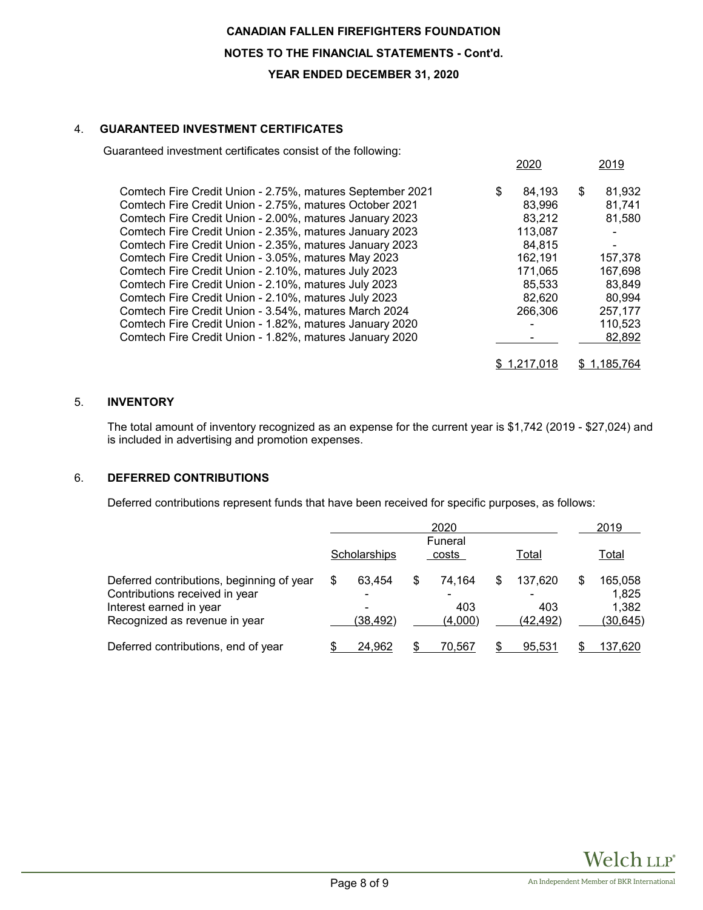**CANADIAN FALLEN FIREFIGHTERS FOUNDATION**

**NOTES TO THE FINANCIAL STATEMENTS - Cont'd.**

**YEAR ENDED DECEMBER 31, 2020**

## 4. GUARANTEED INVESTMENT CERTIFICATES

Guaranteed investment certificates consist of the following:

| | 2020 | 2019 |
|---|---|---|
| Comtech Fire Credit Union - 2.75%, matures September 2021 | $ 84,193 | $ 81,932 |
| Comtech Fire Credit Union - 2.75%, matures October 2021 | 83,996 | 81,741 |
| Comtech Fire Credit Union - 2.00%, matures January 2023 | 83,212 | 81,580 |
| Comtech Fire Credit Union - 2.35%, matures January 2023 | 113,087 | - |
| Comtech Fire Credit Union - 2.35%, matures January 2023 | 84,815 | - |
| Comtech Fire Credit Union - 3.05%, matures May 2023 | 162,191 | 157,378 |
| Comtech Fire Credit Union - 2.10%, matures July 2023 | 171,065 | 167,698 |
| Comtech Fire Credit Union - 2.10%, matures July 2023 | 85,533 | 83,849 |
| Comtech Fire Credit Union - 2.10%, matures July 2023 | 82,620 | 80,994 |
| Comtech Fire Credit Union - 3.54%, matures March 2024 | 266,306 | 257,177 |
| Comtech Fire Credit Union - 1.82%, matures January 2020 | - | 110,523 |
| Comtech Fire Credit Union - 1.82%, matures January 2020 | - | 82,892 |
| | $ 1,217,018 | $ 1,185,764 |

## 5. INVENTORY

The total amount of inventory recognized as an expense for the current year is $1,742 (2019 - $27,024) and is included in advertising and promotion expenses.

## 6. DEFERRED CONTRIBUTIONS

Deferred contributions represent funds that have been received for specific purposes, as follows:

| | 2020 | | | 2019 |
|---|---|---|---|---|
| | Scholarships | Funeral costs | Total | Total |
| Deferred contributions, beginning of year | $ 63,454 | $ 74,164 | $ 137,620 | $ 165,058 |
| Contributions received in year | - | - | - | 1,825 |
| Interest earned in year | - | 403 | 403 | 1,382 |
| Recognized as revenue in year | (38,492) | (4,000) | (42,492) | (30,645) |
| Deferred contributions, end of year | $ 24,962 | $ 70,567 | $ 95,531 | $ 137,620 |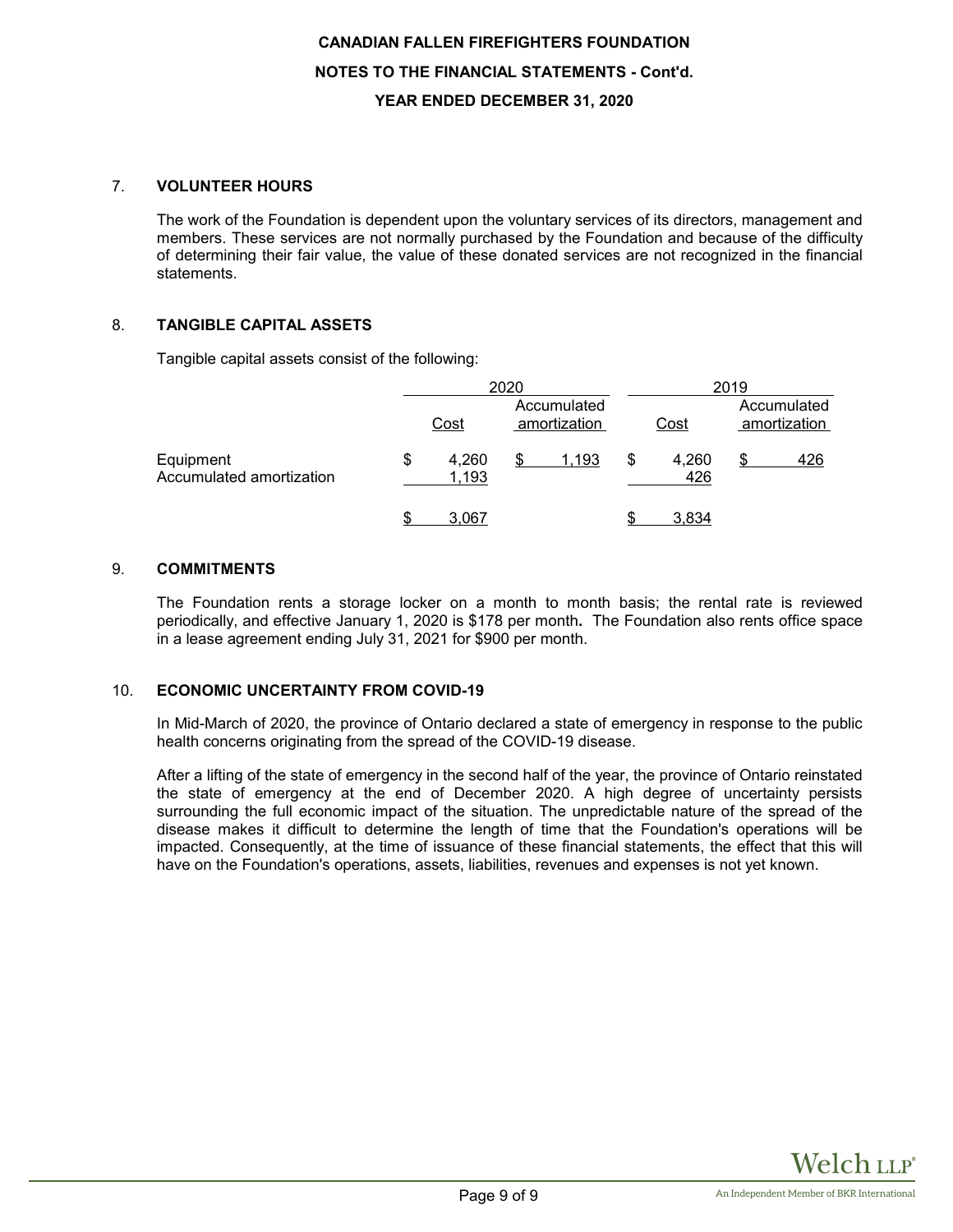CANADIAN FALLEN FIREFIGHTERS FOUNDATION

NOTES TO THE FINANCIAL STATEMENTS - Cont'd.

YEAR ENDED DECEMBER 31, 2020

## 7. VOLUNTEER HOURS

The work of the Foundation is dependent upon the voluntary services of its directors, management and members. These services are not normally purchased by the Foundation and because of the difficulty of determining their fair value, the value of these donated services are not recognized in the financial statements.

## 8. TANGIBLE CAPITAL ASSETS

Tangible capital assets consist of the following:

| | 2020 | | 2019 | |
|---|---|---|---|---|
| | Cost | Accumulated amortization | Cost | Accumulated amortization |
| Equipment | $ 4,260 | $ 1,193 | $ 4,260 | $ 426 |
| Accumulated amortization | 1,193 | | 426 | |
| | $ 3,067 | | $ 3,834 | |

## 9. COMMITMENTS

The Foundation rents a storage locker on a month to month basis; the rental rate is reviewed periodically, and effective January 1, 2020 is $178 per month**.** The Foundation also rents office space in a lease agreement ending July 31, 2021 for $900 per month.

## 10. ECONOMIC UNCERTAINTY FROM COVID-19

In Mid-March of 2020, the province of Ontario declared a state of emergency in response to the public health concerns originating from the spread of the COVID-19 disease.

After a lifting of the state of emergency in the second half of the year, the province of Ontario reinstated the state of emergency at the end of December 2020. A high degree of uncertainty persists surrounding the full economic impact of the situation. The unpredictable nature of the spread of the disease makes it difficult to determine the length of time that the Foundation's operations will be impacted. Consequently, at the time of issuance of these financial statements, the effect that this will have on the Foundation's operations, assets, liabilities, revenues and expenses is not yet known.